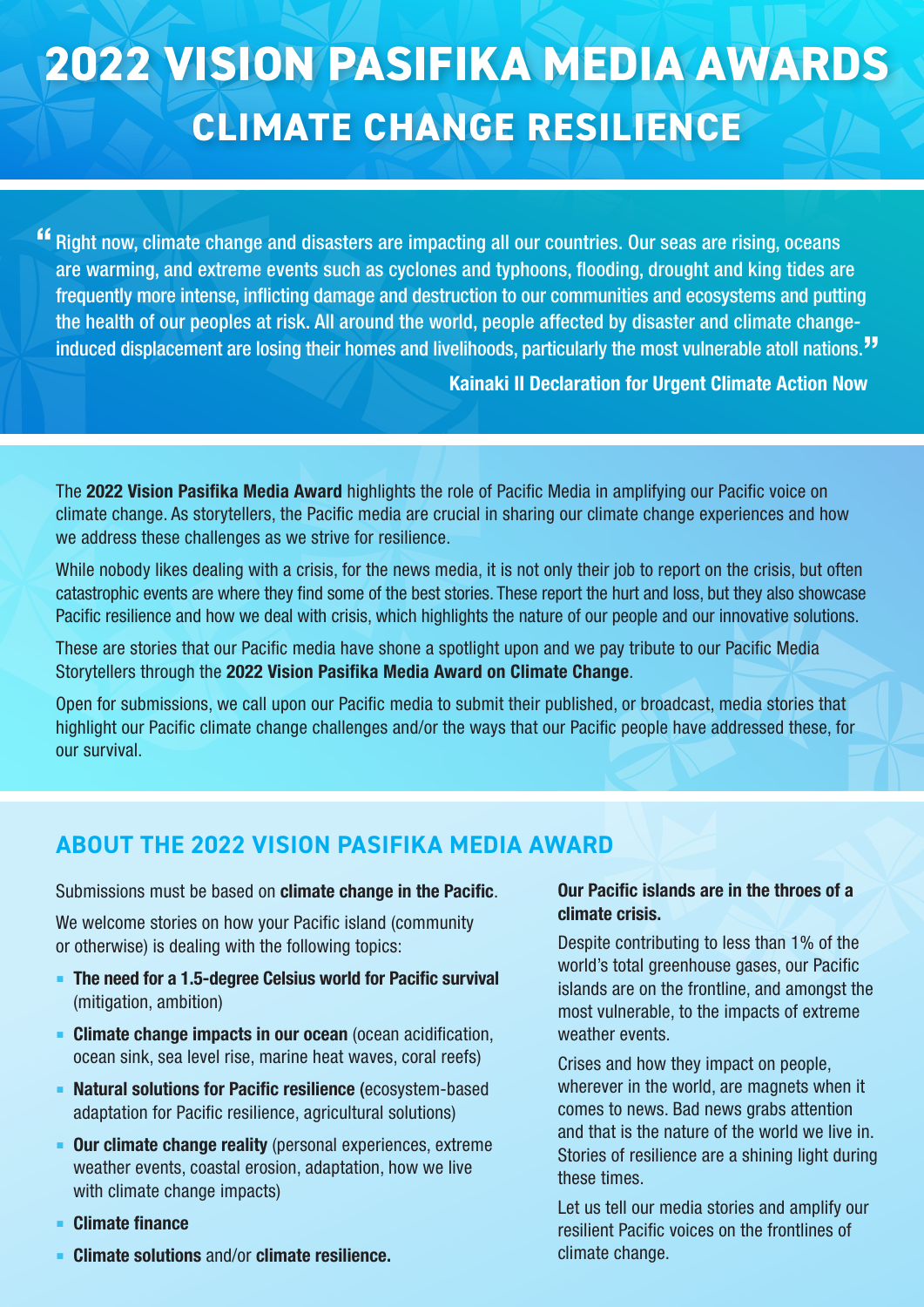# 2022 VISION PASIFIKA MEDIA AWARDS

## CLIMATE CHANGE RESILIENCE

> "Right now, climate change and disasters are impacting all our countries. Our seas are rising, oceans are warming, and extreme events such as cyclones and typhoons, flooding, drought and king tides are frequently more intense, inflicting damage and destruction to our communities and ecosystems and putting the health of our peoples at risk. All around the world, people affected by disaster and climate change-induced displacement are losing their homes and livelihoods, particularly the most vulnerable atoll nations."
>
> **Kainaki II Declaration for Urgent Climate Action Now**

The **2022 Vision Pasifika Media Award** highlights the role of Pacific Media in amplifying our Pacific voice on climate change. As storytellers, the Pacific media are crucial in sharing our climate change experiences and how we address these challenges as we strive for resilience.

While nobody likes dealing with a crisis, for the news media, it is not only their job to report on the crisis, but often catastrophic events are where they find some of the best stories. These report the hurt and loss, but they also showcase Pacific resilience and how we deal with crisis, which highlights the nature of our people and our innovative solutions.

These are stories that our Pacific media have shone a spotlight upon and we pay tribute to our Pacific Media Storytellers through the **2022 Vision Pasifika Media Award on Climate Change**.

Open for submissions, we call upon our Pacific media to submit their published, or broadcast, media stories that highlight our Pacific climate change challenges and/or the ways that our Pacific people have addressed these, for our survival.

## ABOUT THE 2022 VISION PASIFIKA MEDIA AWARD

Submissions must be based on **climate change in the Pacific**.

We welcome stories on how your Pacific island (community or otherwise) is dealing with the following topics:

- **The need for a 1.5-degree Celsius world for Pacific survival** (mitigation, ambition)
- **Climate change impacts in our ocean** (ocean acidification, ocean sink, sea level rise, marine heat waves, coral reefs)
- **Natural solutions for Pacific resilience** (ecosystem-based adaptation for Pacific resilience, agricultural solutions)
- **Our climate change reality** (personal experiences, extreme weather events, coastal erosion, adaptation, how we live with climate change impacts)
- **Climate finance**
- **Climate solutions** and/or **climate resilience.**

**Our Pacific islands are in the throes of a climate crisis.**

Despite contributing to less than 1% of the world's total greenhouse gases, our Pacific islands are on the frontline, and amongst the most vulnerable, to the impacts of extreme weather events.

Crises and how they impact on people, wherever in the world, are magnets when it comes to news. Bad news grabs attention and that is the nature of the world we live in. Stories of resilience are a shining light during these times.

Let us tell our media stories and amplify our resilient Pacific voices on the frontlines of climate change.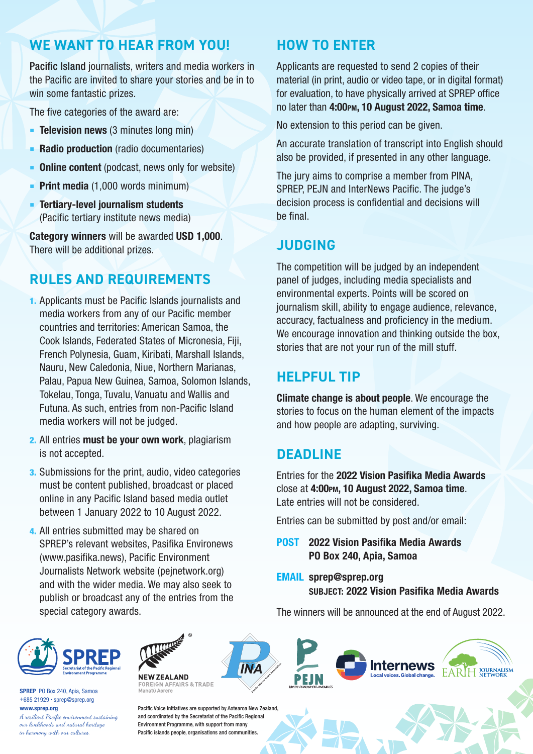## WE WANT TO HEAR FROM YOU!

**Pacific Island** journalists, writers and media workers in the Pacific are invited to share your stories and be in to win some fantastic prizes.

The five categories of the award are:

- **Television news** (3 minutes long min)
- **Radio production** (radio documentaries)
- **Online content** (podcast, news only for website)
- **Print media** (1,000 words minimum)
- **Tertiary-level journalism students** (Pacific tertiary institute news media)

**Category winners** will be awarded **USD 1,000**. There will be additional prizes.

## RULES AND REQUIREMENTS

1. Applicants must be Pacific Islands journalists and media workers from any of our Pacific member countries and territories: American Samoa, the Cook Islands, Federated States of Micronesia, Fiji, French Polynesia, Guam, Kiribati, Marshall Islands, Nauru, New Caledonia, Niue, Northern Marianas, Palau, Papua New Guinea, Samoa, Solomon Islands, Tokelau, Tonga, Tuvalu, Vanuatu and Wallis and Futuna. As such, entries from non-Pacific Island media workers will not be judged.
2. All entries **must be your own work**, plagiarism is not accepted.
3. Submissions for the print, audio, video categories must be content published, broadcast or placed online in any Pacific Island based media outlet between 1 January 2022 to 10 August 2022.
4. All entries submitted may be shared on SPREP's relevant websites, Pasifika Environews (www.pasifika.news), Pacific Environment Journalists Network website (pejnetwork.org) and with the wider media. We may also seek to publish or broadcast any of the entries from the special category awards.

## HOW TO ENTER

Applicants are requested to send 2 copies of their material (in print, audio or video tape, or in digital format) for evaluation, to have physically arrived at SPREP office no later than **4:00PM, 10 August 2022, Samoa time**.

No extension to this period can be given.

An accurate translation of transcript into English should also be provided, if presented in any other language.

The jury aims to comprise a member from PINA, SPREP, PEJN and InterNews Pacific. The judge's decision process is confidential and decisions will be final.

## JUDGING

The competition will be judged by an independent panel of judges, including media specialists and environmental experts. Points will be scored on journalism skill, ability to engage audience, relevance, accuracy, factualness and proficiency in the medium. We encourage innovation and thinking outside the box, stories that are not your run of the mill stuff.

## HELPFUL TIP

**Climate change is about people**. We encourage the stories to focus on the human element of the impacts and how people are adapting, surviving.

## DEADLINE

Entries for the **2022 Vision Pasifika Media Awards** close at **4:00PM, 10 August 2022, Samoa time**. Late entries will not be considered.

Entries can be submitted by post and/or email:

**POST** **2022 Vision Pasifika Media Awards**
**PO Box 240, Apia, Samoa**

**EMAIL** **sprep@sprep.org**
**SUBJECT: 2022 Vision Pasifika Media Awards**

The winners will be announced at the end of August 2022.

SPREP Secretariat of the Pacific Regional Environment Programme

**SPREP** PO Box 240, Apia, Samoa
+685 21929 • sprep@sprep.org
**www.sprep.org**

*A resilient Pacific environment sustaining our livelihoods and natural heritage in harmony with our cultures.*

NEW ZEALAND FOREIGN AFFAIRS & TRADE Manatū Aorere

PINA

PEJN

Internews Local voices. Global change.

EARTH JOURNALISM NETWORK

Pacific Voice initiatives are supported by Aotearoa New Zealand, and coordinated by the Secretariat of the Pacific Regional Environment Programme, with support from many Pacific islands people, organisations and communities.